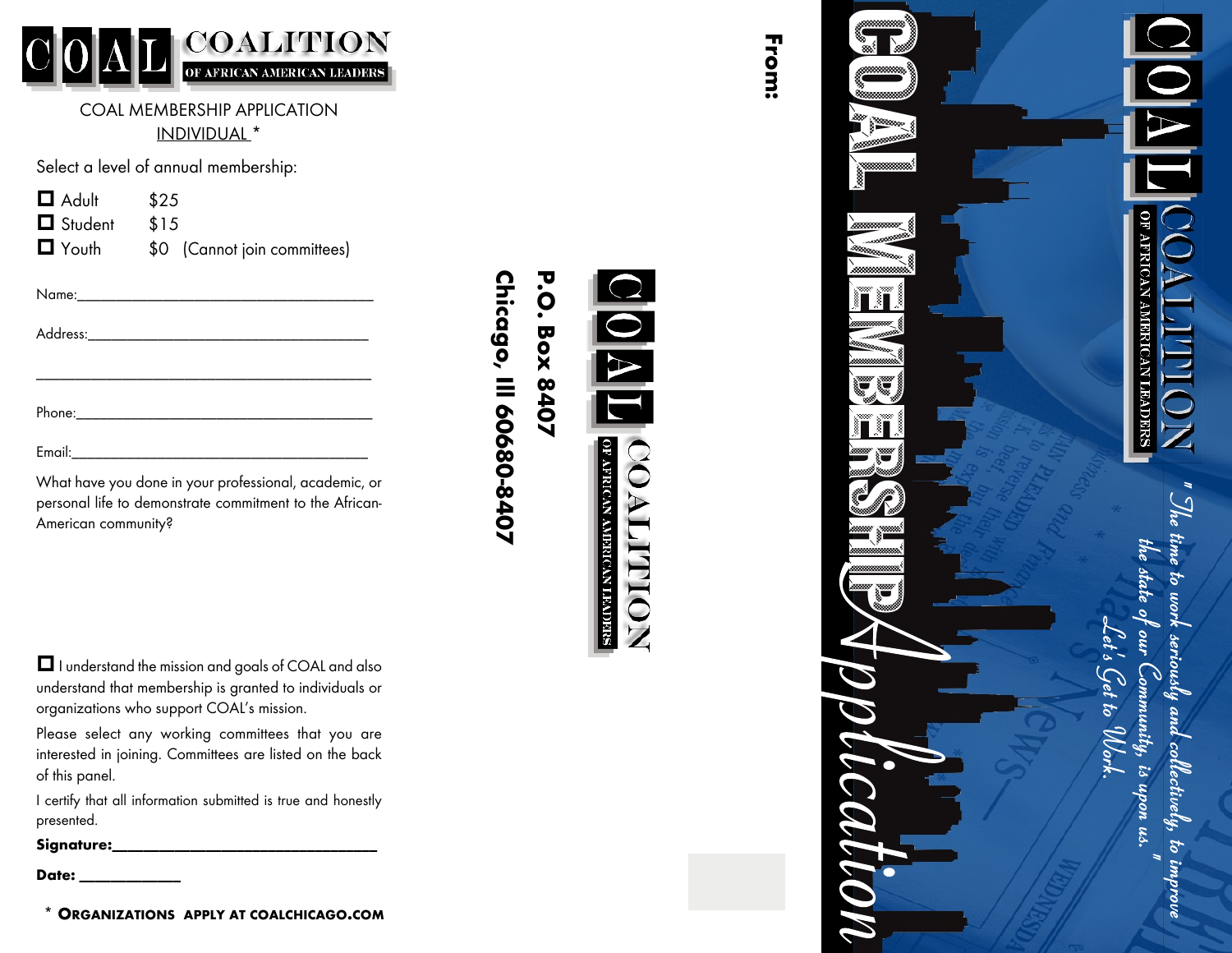# COAL COALITION OF AFRICAN AMERICAN LEADERS

COAL MEMBERSHIP APPLICATION

INDIVIDUAL *

Select a level of annual membership:

- ☐ Adult $25
- ☐ Student $15
- ☐ Youth $0 (Cannot join committees)

Name:_______________________________________

Address:_____________________________________

_____________________________________________

Phone:_______________________________________

Email:_______________________________________

What have you done in your professional, academic, or personal life to demonstrate commitment to the African-American community?

☐ I understand the mission and goals of COAL and also understand that membership is granted to individuals or organizations who support COAL's mission.

Please select any working committees that you are interested in joining. Committees are listed on the back of this panel.

I certify that all information submitted is true and honestly presented.

**Signature:**__________________________________

**Date:** ____________

\* ORGANIZATIONS APPLY AT COALCHICAGO.COM

**From:**

COAL COALITION OF AFRICAN AMERICAN LEADERS

**P.O. Box 8407**
**Chicago, Ill 60680-8407**

# COAL MEMBERSHIP *Application*

COAL COALITION OF AFRICAN AMERICAN LEADERS

*" The time to work seriously and collectively, to improve the state of our Community, is upon us. "*

*Let's Get to Work.*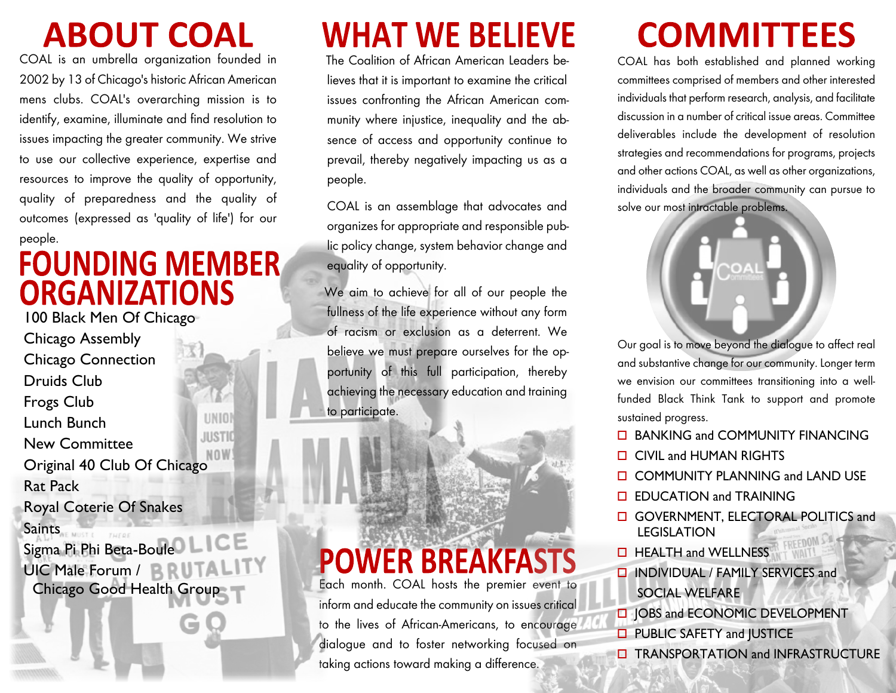# ABOUT COAL

COAL is an umbrella organization founded in 2002 by 13 of Chicago's historic African American mens clubs. COAL's overarching mission is to identify, examine, illuminate and find resolution to issues impacting the greater community. We strive to use our collective experience, expertise and resources to improve the quality of opportunity, quality of preparedness and the quality of outcomes (expressed as 'quality of life') for our people.

# FOUNDING MEMBER ORGANIZATIONS

- 100 Black Men Of Chicago
- Chicago Assembly
- Chicago Connection
- Druids Club
- Frogs Club
- Lunch Bunch
- New Committee
- Original 40 Club Of Chicago
- Rat Pack
- Royal Coterie Of Snakes
- Saints
- Sigma Pi Phi Beta-Boule
- UIC Male Forum / Chicago Good Health Group

# WHAT WE BELIEVE

The Coalition of African American Leaders believes that it is important to examine the critical issues confronting the African American community where injustice, inequality and the absence of access and opportunity continue to prevail, thereby negatively impacting us as a people.

COAL is an assemblage that advocates and organizes for appropriate and responsible public policy change, system behavior change and equality of opportunity.

We aim to achieve for all of our people the fullness of the life experience without any form of racism or exclusion as a deterrent. We believe we must prepare ourselves for the opportunity of this full participation, thereby achieving the necessary education and training to participate.

# POWER BREAKFASTS

Each month. COAL hosts the premier event to inform and educate the community on issues critical to the lives of African-Americans, to encourage dialogue and to foster networking focused on taking actions toward making a difference.

# COMMITTEES

COAL has both established and planned working committees comprised of members and other interested individuals that perform research, analysis, and facilitate discussion in a number of critical issue areas. Committee deliverables include the development of resolution strategies and recommendations for programs, projects and other actions COAL, as well as other organizations, individuals and the broader community can pursue to solve our most intractable problems.

Our goal is to move beyond the dialogue to affect real and substantive change for our community. Longer term we envision our committees transitioning into a well-funded Black Think Tank to support and promote sustained progress.

- ☐ BANKING and COMMUNITY FINANCING
- ☐ CIVIL and HUMAN RIGHTS
- ☐ COMMUNITY PLANNING and LAND USE
- ☐ EDUCATION and TRAINING
- ☐ GOVERNMENT, ELECTORAL POLITICS and LEGISLATION
- ☐ HEALTH and WELLNESS
- ☐ INDIVIDUAL / FAMILY SERVICES and SOCIAL WELFARE
- ☐ JOBS and ECONOMIC DEVELOPMENT
- ☐ PUBLIC SAFETY and JUSTICE
- ☐ TRANSPORTATION and INFRASTRUCTURE